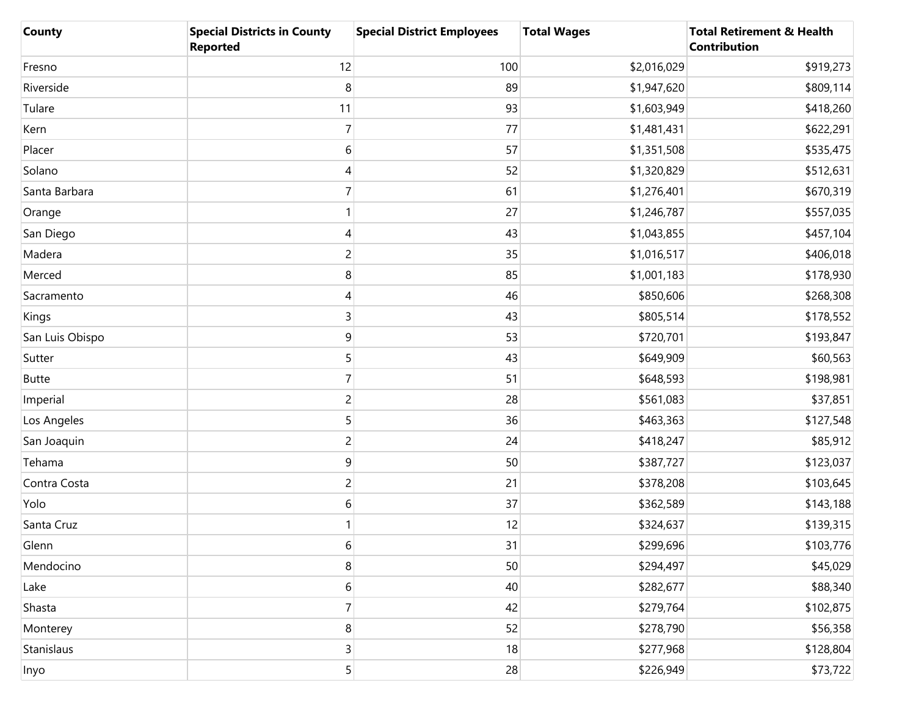| County | Special Districts in County Reported | Special District Employees | Total Wages | Total Retirement & Health Contribution |
|---|---|---|---|---|
| Fresno | 12 | 100 | $2,016,029 | $919,273 |
| Riverside | 8 | 89 | $1,947,620 | $809,114 |
| Tulare | 11 | 93 | $1,603,949 | $418,260 |
| Kern | 7 | 77 | $1,481,431 | $622,291 |
| Placer | 6 | 57 | $1,351,508 | $535,475 |
| Solano | 4 | 52 | $1,320,829 | $512,631 |
| Santa Barbara | 7 | 61 | $1,276,401 | $670,319 |
| Orange | 1 | 27 | $1,246,787 | $557,035 |
| San Diego | 4 | 43 | $1,043,855 | $457,104 |
| Madera | 2 | 35 | $1,016,517 | $406,018 |
| Merced | 8 | 85 | $1,001,183 | $178,930 |
| Sacramento | 4 | 46 | $850,606 | $268,308 |
| Kings | 3 | 43 | $805,514 | $178,552 |
| San Luis Obispo | 9 | 53 | $720,701 | $193,847 |
| Sutter | 5 | 43 | $649,909 | $60,563 |
| Butte | 7 | 51 | $648,593 | $198,981 |
| Imperial | 2 | 28 | $561,083 | $37,851 |
| Los Angeles | 5 | 36 | $463,363 | $127,548 |
| San Joaquin | 2 | 24 | $418,247 | $85,912 |
| Tehama | 9 | 50 | $387,727 | $123,037 |
| Contra Costa | 2 | 21 | $378,208 | $103,645 |
| Yolo | 6 | 37 | $362,589 | $143,188 |
| Santa Cruz | 1 | 12 | $324,637 | $139,315 |
| Glenn | 6 | 31 | $299,696 | $103,776 |
| Mendocino | 8 | 50 | $294,497 | $45,029 |
| Lake | 6 | 40 | $282,677 | $88,340 |
| Shasta | 7 | 42 | $279,764 | $102,875 |
| Monterey | 8 | 52 | $278,790 | $56,358 |
| Stanislaus | 3 | 18 | $277,968 | $128,804 |
| Inyo | 5 | 28 | $226,949 | $73,722 |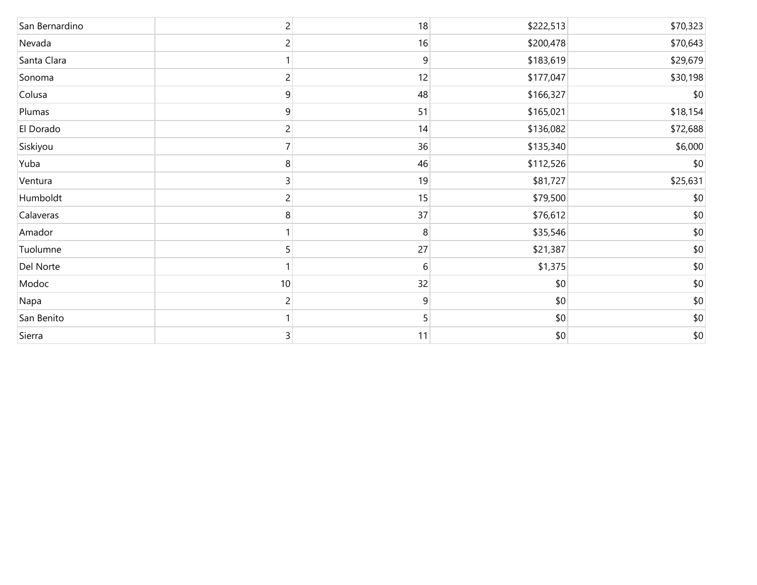| | | | | |
|---|---|---|---|---|
| San Bernardino | 2 | 18 | $222,513 | $70,323 |
| Nevada | 2 | 16 | $200,478 | $70,643 |
| Santa Clara | 1 | 9 | $183,619 | $29,679 |
| Sonoma | 2 | 12 | $177,047 | $30,198 |
| Colusa | 9 | 48 | $166,327 | $0 |
| Plumas | 9 | 51 | $165,021 | $18,154 |
| El Dorado | 2 | 14 | $136,082 | $72,688 |
| Siskiyou | 7 | 36 | $135,340 | $6,000 |
| Yuba | 8 | 46 | $112,526 | $0 |
| Ventura | 3 | 19 | $81,727 | $25,631 |
| Humboldt | 2 | 15 | $79,500 | $0 |
| Calaveras | 8 | 37 | $76,612 | $0 |
| Amador | 1 | 8 | $35,546 | $0 |
| Tuolumne | 5 | 27 | $21,387 | $0 |
| Del Norte | 1 | 6 | $1,375 | $0 |
| Modoc | 10 | 32 | $0 | $0 |
| Napa | 2 | 9 | $0 | $0 |
| San Benito | 1 | 5 | $0 | $0 |
| Sierra | 3 | 11 | $0 | $0 |